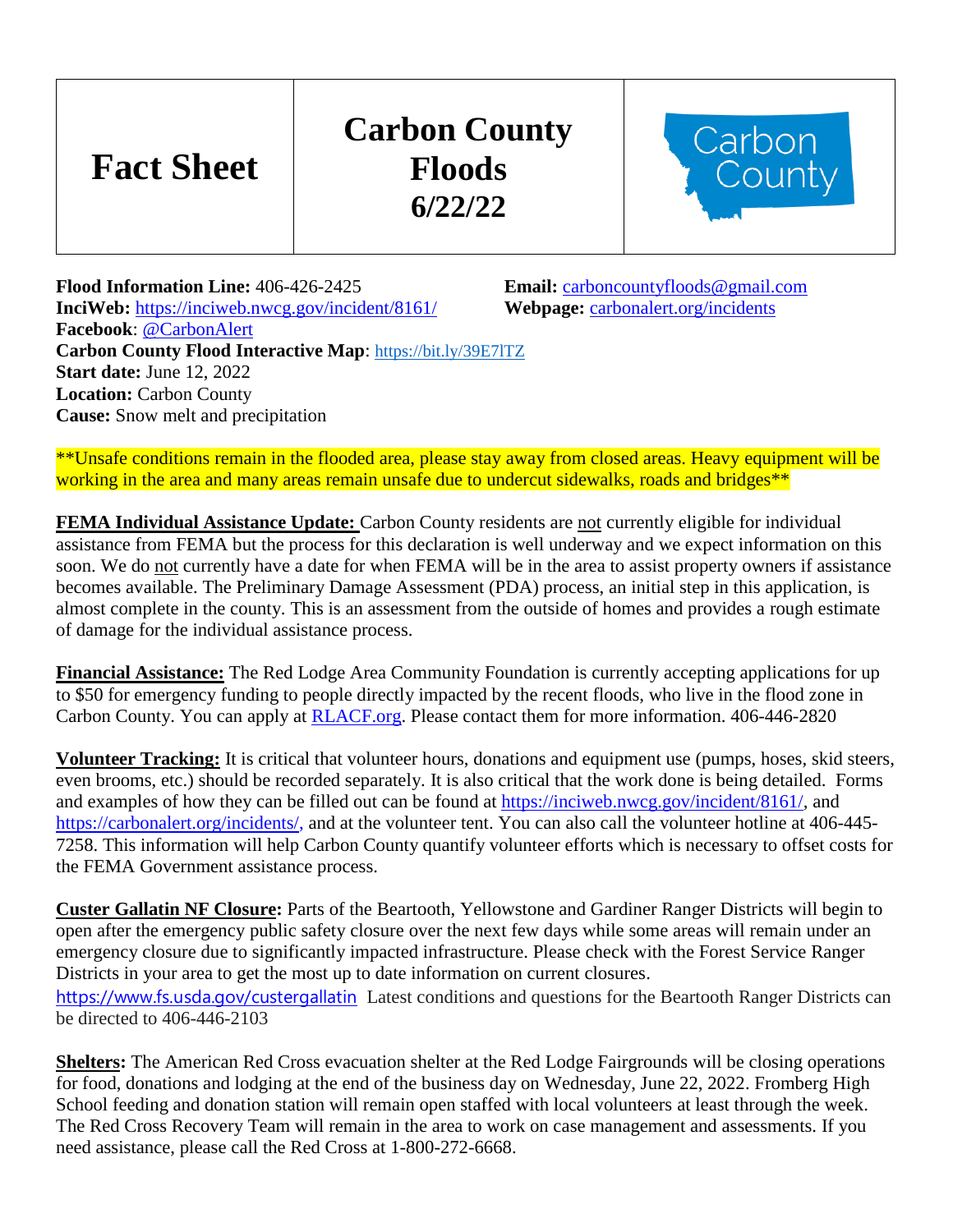| Fact Sheet | Carbon County Floods 6/22/22 | Carbon County |
|---|---|---|

**Flood Information Line:** 406-426-2425

**Email:** carboncountyfloods@gmail.com

**InciWeb:** https://inciweb.nwcg.gov/incident/8161/

**Webpage:** carbonalert.org/incidents

**Facebook**: @CarbonAlert

**Carbon County Flood Interactive Map**: https://bit.ly/39E7lTZ

**Start date:** June 12, 2022

**Location:** Carbon County

**Cause:** Snow melt and precipitation

**Unsafe conditions remain in the flooded area, please stay away from closed areas. Heavy equipment will be working in the area and many areas remain unsafe due to undercut sidewalks, roads and bridges**

**FEMA Individual Assistance Update:** Carbon County residents are not currently eligible for individual assistance from FEMA but the process for this declaration is well underway and we expect information on this soon. We do not currently have a date for when FEMA will be in the area to assist property owners if assistance becomes available. The Preliminary Damage Assessment (PDA) process, an initial step in this application, is almost complete in the county. This is an assessment from the outside of homes and provides a rough estimate of damage for the individual assistance process.

**Financial Assistance:** The Red Lodge Area Community Foundation is currently accepting applications for up to $50 for emergency funding to people directly impacted by the recent floods, who live in the flood zone in Carbon County. You can apply at RLACF.org. Please contact them for more information. 406-446-2820

**Volunteer Tracking:** It is critical that volunteer hours, donations and equipment use (pumps, hoses, skid steers, even brooms, etc.) should be recorded separately. It is also critical that the work done is being detailed. Forms and examples of how they can be filled out can be found at https://inciweb.nwcg.gov/incident/8161/, and https://carbonalert.org/incidents/, and at the volunteer tent. You can also call the volunteer hotline at 406-445-7258. This information will help Carbon County quantify volunteer efforts which is necessary to offset costs for the FEMA Government assistance process.

**Custer Gallatin NF Closure:** Parts of the Beartooth, Yellowstone and Gardiner Ranger Districts will begin to open after the emergency public safety closure over the next few days while some areas will remain under an emergency closure due to significantly impacted infrastructure. Please check with the Forest Service Ranger Districts in your area to get the most up to date information on current closures.
https://www.fs.usda.gov/custergallatin Latest conditions and questions for the Beartooth Ranger Districts can be directed to 406-446-2103

**Shelters:** The American Red Cross evacuation shelter at the Red Lodge Fairgrounds will be closing operations for food, donations and lodging at the end of the business day on Wednesday, June 22, 2022. Fromberg High School feeding and donation station will remain open staffed with local volunteers at least through the week. The Red Cross Recovery Team will remain in the area to work on case management and assessments. If you need assistance, please call the Red Cross at 1-800-272-6668.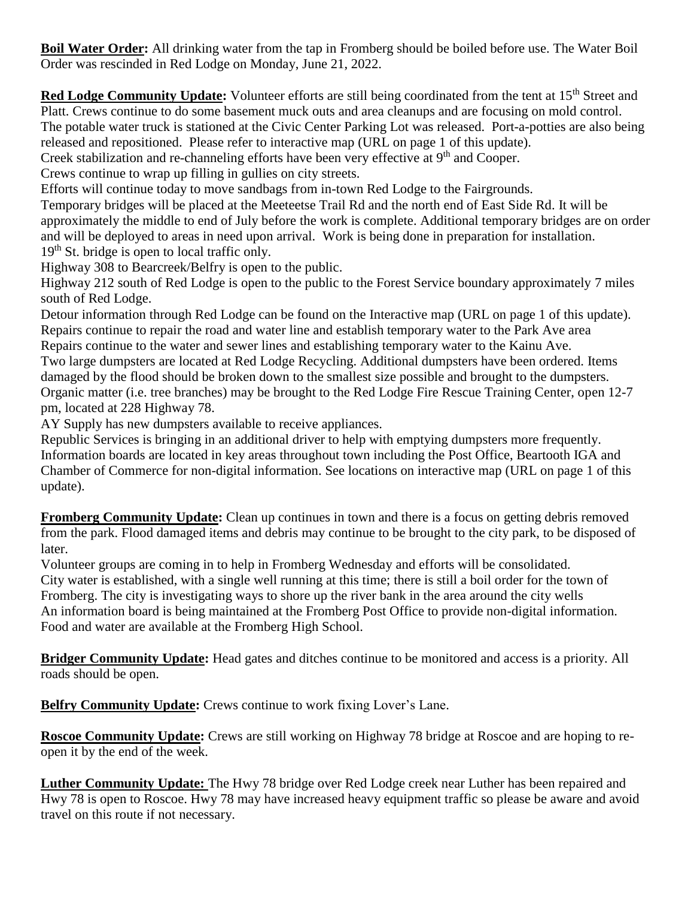**Boil Water Order:** All drinking water from the tap in Fromberg should be boiled before use. The Water Boil Order was rescinded in Red Lodge on Monday, June 21, 2022.

**Red Lodge Community Update:** Volunteer efforts are still being coordinated from the tent at 15th Street and Platt. Crews continue to do some basement muck outs and area cleanups and are focusing on mold control. The potable water truck is stationed at the Civic Center Parking Lot was released. Port-a-potties are also being released and repositioned. Please refer to interactive map (URL on page 1 of this update).
Creek stabilization and re-channeling efforts have been very effective at 9th and Cooper.
Crews continue to wrap up filling in gullies on city streets.
Efforts will continue today to move sandbags from in-town Red Lodge to the Fairgrounds.
Temporary bridges will be placed at the Meeteetse Trail Rd and the north end of East Side Rd. It will be approximately the middle to end of July before the work is complete. Additional temporary bridges are on order and will be deployed to areas in need upon arrival. Work is being done in preparation for installation.
19th St. bridge is open to local traffic only.
Highway 308 to Bearcreek/Belfry is open to the public.
Highway 212 south of Red Lodge is open to the public to the Forest Service boundary approximately 7 miles south of Red Lodge.
Detour information through Red Lodge can be found on the Interactive map (URL on page 1 of this update).
Repairs continue to repair the road and water line and establish temporary water to the Park Ave area
Repairs continue to the water and sewer lines and establishing temporary water to the Kainu Ave.
Two large dumpsters are located at Red Lodge Recycling. Additional dumpsters have been ordered. Items damaged by the flood should be broken down to the smallest size possible and brought to the dumpsters.
Organic matter (i.e. tree branches) may be brought to the Red Lodge Fire Rescue Training Center, open 12-7 pm, located at 228 Highway 78.
AY Supply has new dumpsters available to receive appliances.
Republic Services is bringing in an additional driver to help with emptying dumpsters more frequently.
Information boards are located in key areas throughout town including the Post Office, Beartooth IGA and Chamber of Commerce for non-digital information. See locations on interactive map (URL on page 1 of this update).

**Fromberg Community Update:** Clean up continues in town and there is a focus on getting debris removed from the park. Flood damaged items and debris may continue to be brought to the city park, to be disposed of later.
Volunteer groups are coming in to help in Fromberg Wednesday and efforts will be consolidated.
City water is established, with a single well running at this time; there is still a boil order for the town of Fromberg. The city is investigating ways to shore up the river bank in the area around the city wells
An information board is being maintained at the Fromberg Post Office to provide non-digital information.
Food and water are available at the Fromberg High School.

**Bridger Community Update:** Head gates and ditches continue to be monitored and access is a priority. All roads should be open.

**Belfry Community Update:** Crews continue to work fixing Lover's Lane.

**Roscoe Community Update:** Crews are still working on Highway 78 bridge at Roscoe and are hoping to re-open it by the end of the week.

**Luther Community Update:** The Hwy 78 bridge over Red Lodge creek near Luther has been repaired and Hwy 78 is open to Roscoe. Hwy 78 may have increased heavy equipment traffic so please be aware and avoid travel on this route if not necessary.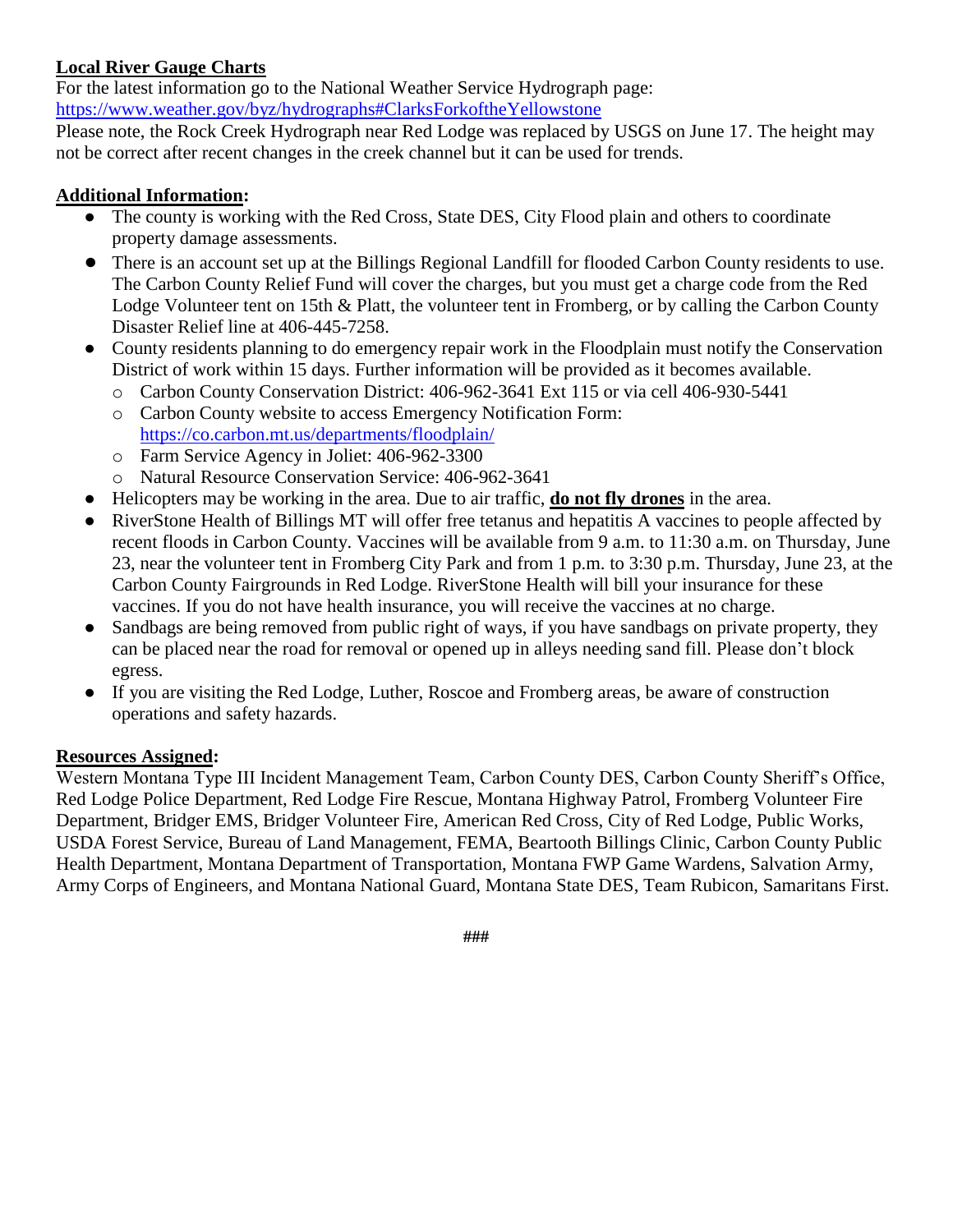**Local River Gauge Charts**

For the latest information go to the National Weather Service Hydrograph page:
https://www.weather.gov/byz/hydrographs#ClarksForkoftheYellowstone

Please note, the Rock Creek Hydrograph near Red Lodge was replaced by USGS on June 17. The height may not be correct after recent changes in the creek channel but it can be used for trends.

**Additional Information:**

- The county is working with the Red Cross, State DES, City Flood plain and others to coordinate property damage assessments.
- There is an account set up at the Billings Regional Landfill for flooded Carbon County residents to use. The Carbon County Relief Fund will cover the charges, but you must get a charge code from the Red Lodge Volunteer tent on 15th & Platt, the volunteer tent in Fromberg, or by calling the Carbon County Disaster Relief line at 406-445-7258.
- County residents planning to do emergency repair work in the Floodplain must notify the Conservation District of work within 15 days. Further information will be provided as it becomes available.
  - Carbon County Conservation District: 406-962-3641 Ext 115 or via cell 406-930-5441
  - Carbon County website to access Emergency Notification Form: https://co.carbon.mt.us/departments/floodplain/
  - Farm Service Agency in Joliet: 406-962-3300
  - Natural Resource Conservation Service: 406-962-3641
- Helicopters may be working in the area. Due to air traffic, **do not fly drones** in the area.
- RiverStone Health of Billings MT will offer free tetanus and hepatitis A vaccines to people affected by recent floods in Carbon County. Vaccines will be available from 9 a.m. to 11:30 a.m. on Thursday, June 23, near the volunteer tent in Fromberg City Park and from 1 p.m. to 3:30 p.m. Thursday, June 23, at the Carbon County Fairgrounds in Red Lodge. RiverStone Health will bill your insurance for these vaccines. If you do not have health insurance, you will receive the vaccines at no charge.
- Sandbags are being removed from public right of ways, if you have sandbags on private property, they can be placed near the road for removal or opened up in alleys needing sand fill. Please don't block egress.
- If you are visiting the Red Lodge, Luther, Roscoe and Fromberg areas, be aware of construction operations and safety hazards.

**Resources Assigned:**

Western Montana Type III Incident Management Team, Carbon County DES, Carbon County Sheriff's Office, Red Lodge Police Department, Red Lodge Fire Rescue, Montana Highway Patrol, Fromberg Volunteer Fire Department, Bridger EMS, Bridger Volunteer Fire, American Red Cross, City of Red Lodge, Public Works, USDA Forest Service, Bureau of Land Management, FEMA, Beartooth Billings Clinic, Carbon County Public Health Department, Montana Department of Transportation, Montana FWP Game Wardens, Salvation Army, Army Corps of Engineers, and Montana National Guard, Montana State DES, Team Rubicon, Samaritans First.

###